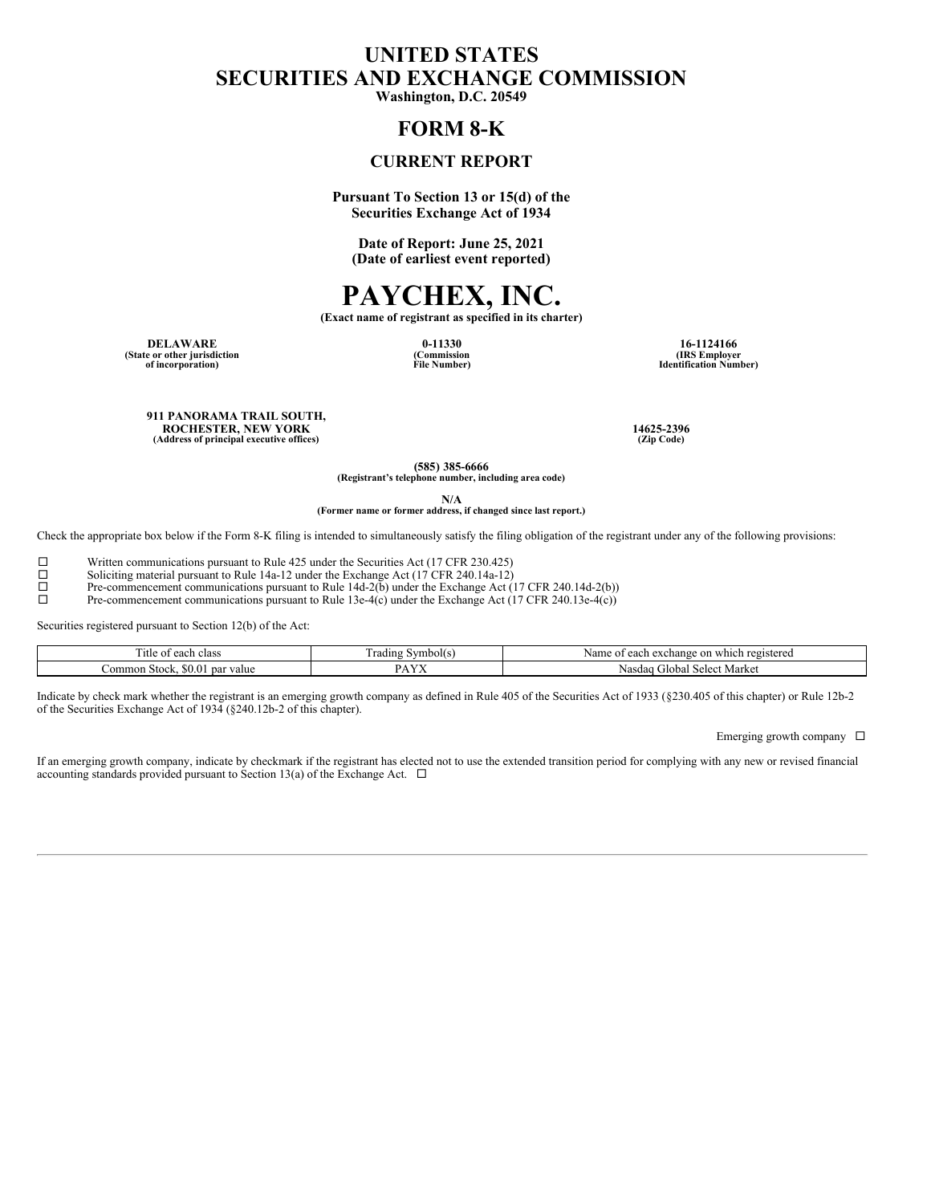# UNITED STATES
# SECURITIES AND EXCHANGE COMMISSION

**Washington, D.C. 20549**

## FORM 8-K

### CURRENT REPORT

**Pursuant To Section 13 or 15(d) of the Securities Exchange Act of 1934**

**Date of Report: June 25, 2021**
**(Date of earliest event reported)**

# PAYCHEX, INC.

**(Exact name of registrant as specified in its charter)**

| DELAWARE | 0-11330 | 16-1124166 |
|---|---|---|
| (State or other jurisdiction of incorporation) | (Commission File Number) | (IRS Employer Identification Number) |

| 911 PANORAMA TRAIL SOUTH, ROCHESTER, NEW YORK | 14625-2396 |
|---|---|
| (Address of principal executive offices) | (Zip Code) |

**(585) 385-6666**
**(Registrant's telephone number, including area code)**

**N/A**
**(Former name or former address, if changed since last report.)**

Check the appropriate box below if the Form 8-K filing is intended to simultaneously satisfy the filing obligation of the registrant under any of the following provisions:

☐ Written communications pursuant to Rule 425 under the Securities Act (17 CFR 230.425)
☐ Soliciting material pursuant to Rule 14a-12 under the Exchange Act (17 CFR 240.14a-12)
☐ Pre-commencement communications pursuant to Rule 14d-2(b) under the Exchange Act (17 CFR 240.14d-2(b))
☐ Pre-commencement communications pursuant to Rule 13e-4(c) under the Exchange Act (17 CFR 240.13e-4(c))

Securities registered pursuant to Section 12(b) of the Act:

| Title of each class | Trading Symbol(s) | Name of each exchange on which registered |
|---|---|---|
| Common Stock, $0.01 par value | PAYX | Nasdaq Global Select Market |

Indicate by check mark whether the registrant is an emerging growth company as defined in Rule 405 of the Securities Act of 1933 (§230.405 of this chapter) or Rule 12b-2 of the Securities Exchange Act of 1934 (§240.12b-2 of this chapter).

Emerging growth company ☐

If an emerging growth company, indicate by checkmark if the registrant has elected not to use the extended transition period for complying with any new or revised financial accounting standards provided pursuant to Section 13(a) of the Exchange Act. ☐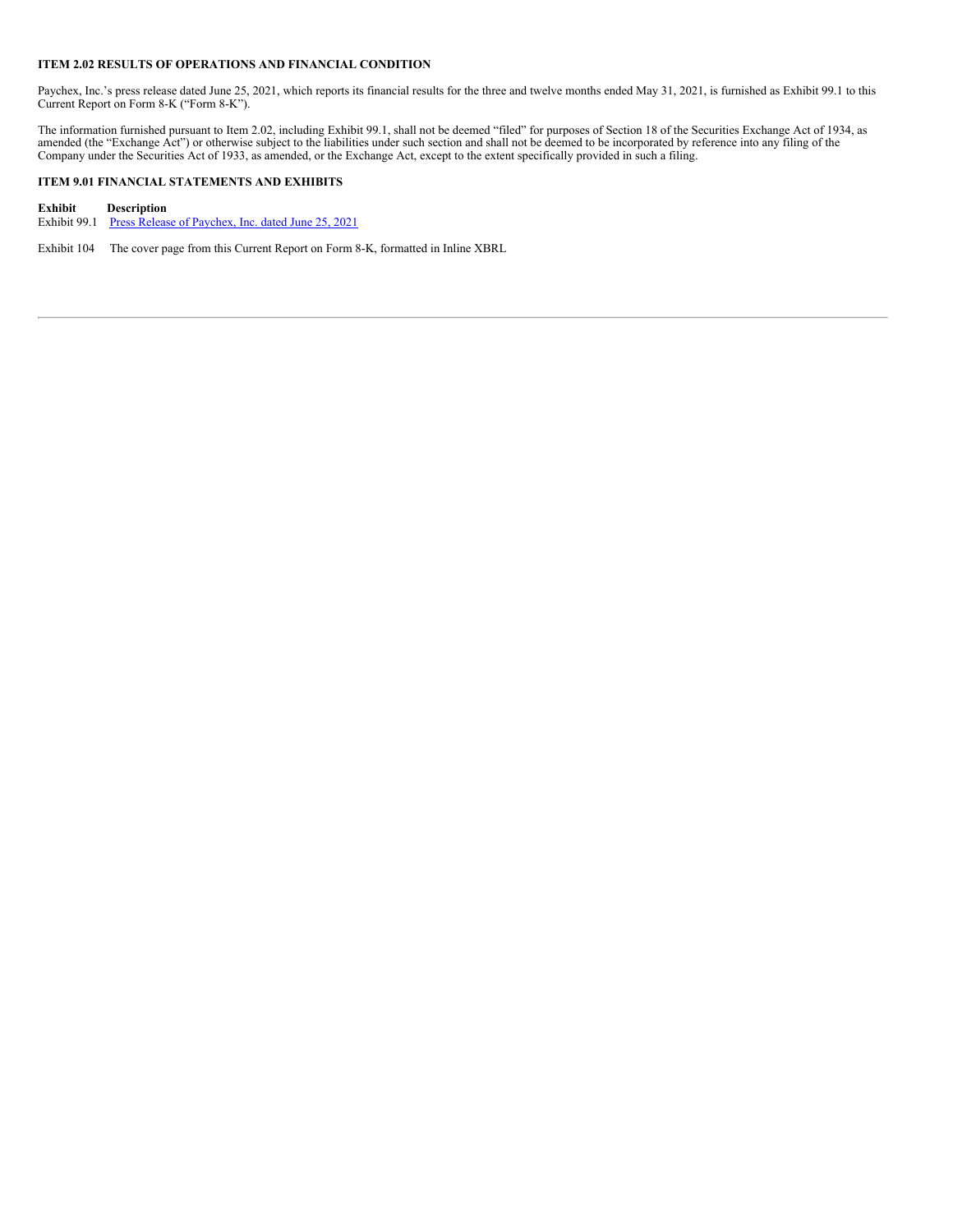**ITEM 2.02 RESULTS OF OPERATIONS AND FINANCIAL CONDITION**

Paychex, Inc.'s press release dated June 25, 2021, which reports its financial results for the three and twelve months ended May 31, 2021, is furnished as Exhibit 99.1 to this Current Report on Form 8-K ("Form 8-K").

The information furnished pursuant to Item 2.02, including Exhibit 99.1, shall not be deemed "filed" for purposes of Section 18 of the Securities Exchange Act of 1934, as amended (the "Exchange Act") or otherwise subject to the liabilities under such section and shall not be deemed to be incorporated by reference into any filing of the Company under the Securities Act of 1933, as amended, or the Exchange Act, except to the extent specifically provided in such a filing.

**ITEM 9.01 FINANCIAL STATEMENTS AND EXHIBITS**

| **Exhibit** | **Description** |
|---|---|
| Exhibit 99.1 | Press Release of Paychex, Inc. dated June 25, 2021 |
| Exhibit 104 | The cover page from this Current Report on Form 8-K, formatted in Inline XBRL |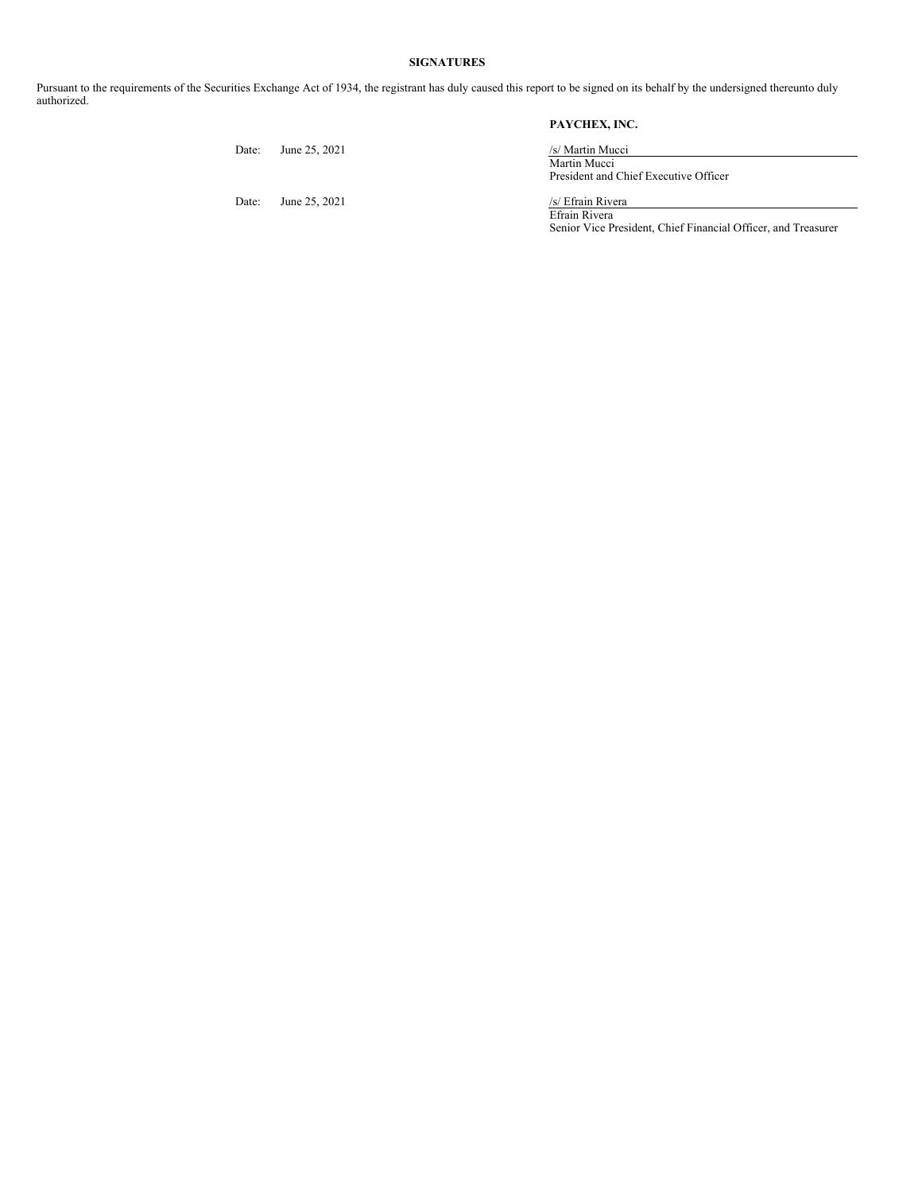## SIGNATURES

Pursuant to the requirements of the Securities Exchange Act of 1934, the registrant has duly caused this report to be signed on its behalf by the undersigned thereunto duly authorized.

**PAYCHEX, INC.**

| | |
|---|---|
| Date: June 25, 2021 | /s/ Martin Mucci<br>Martin Mucci<br>President and Chief Executive Officer |
| Date: June 25, 2021 | /s/ Efrain Rivera<br>Efrain Rivera<br>Senior Vice President, Chief Financial Officer, and Treasurer |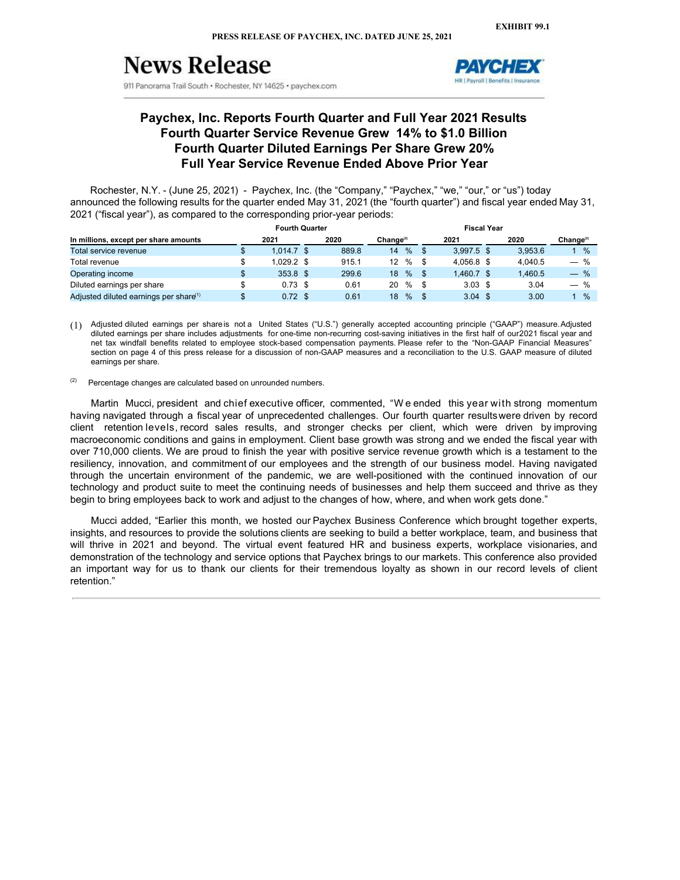**EXHIBIT 99.1**

**PRESS RELEASE OF PAYCHEX, INC. DATED JUNE 25, 2021**

# News Release

911 Panorama Trail South • Rochester, NY 14625 • paychex.com

PAYCHEX HR | Payroll | Benefits | Insurance

## Paychex, Inc. Reports Fourth Quarter and Full Year 2021 Results
## Fourth Quarter Service Revenue Grew 14% to $1.0 Billion
## Fourth Quarter Diluted Earnings Per Share Grew 20%
## Full Year Service Revenue Ended Above Prior Year

Rochester, N.Y. - (June 25, 2021) - Paychex, Inc. (the "Company," "Paychex," "we," "our," or "us") today announced the following results for the quarter ended May 31, 2021 (the "fourth quarter") and fiscal year ended May 31, 2021 ("fiscal year"), as compared to the corresponding prior-year periods:

| | Fourth Quarter | | | Fiscal Year | | |
|---|---|---|---|---|---|---|
| In millions, except per share amounts | 2021 | 2020 | Change[(2)] | 2021 | 2020 | Change[(2)] |
| Total service revenue | $ 1,014.7 | $ 889.8 | 14 % | $ 3,997.5 | $ 3,953.6 | 1 % |
| Total revenue | $ 1,029.2 | $ 915.1 | 12 % | $ 4,056.8 | $ 4,040.5 | — % |
| Operating income | $ 353.8 | $ 299.6 | 18 % | $ 1,460.7 | $ 1,460.5 | — % |
| Diluted earnings per share | $ 0.73 | $ 0.61 | 20 % | $ 3.03 | $ 3.04 | — % |
| Adjusted diluted earnings per share[(1)] | $ 0.72 | $ 0.61 | 18 % | $ 3.04 | $ 3.00 | 1 % |

(1) Adjusted diluted earnings per share is not a United States ("U.S.") generally accepted accounting principle ("GAAP") measure. Adjusted diluted earnings per share includes adjustments for one-time non-recurring cost-saving initiatives in the first half of our 2021 fiscal year and net tax windfall benefits related to employee stock-based compensation payments. Please refer to the "Non-GAAP Financial Measures" section on page 4 of this press release for a discussion of non-GAAP measures and a reconciliation to the U.S. GAAP measure of diluted earnings per share.

(2) Percentage changes are calculated based on unrounded numbers.

Martin Mucci, president and chief executive officer, commented, "We ended this year with strong momentum having navigated through a fiscal year of unprecedented challenges. Our fourth quarter results were driven by record client retention levels, record sales results, and stronger checks per client, which were driven by improving macroeconomic conditions and gains in employment. Client base growth was strong and we ended the fiscal year with over 710,000 clients. We are proud to finish the year with positive service revenue growth which is a testament to the resiliency, innovation, and commitment of our employees and the strength of our business model. Having navigated through the uncertain environment of the pandemic, we are well-positioned with the continued innovation of our technology and product suite to meet the continuing needs of businesses and help them succeed and thrive as they begin to bring employees back to work and adjust to the changes of how, where, and when work gets done."

Mucci added, "Earlier this month, we hosted our Paychex Business Conference which brought together experts, insights, and resources to provide the solutions clients are seeking to build a better workplace, team, and business that will thrive in 2021 and beyond. The virtual event featured HR and business experts, workplace visionaries, and demonstration of the technology and service options that Paychex brings to our markets. This conference also provided an important way for us to thank our clients for their tremendous loyalty as shown in our record levels of client retention."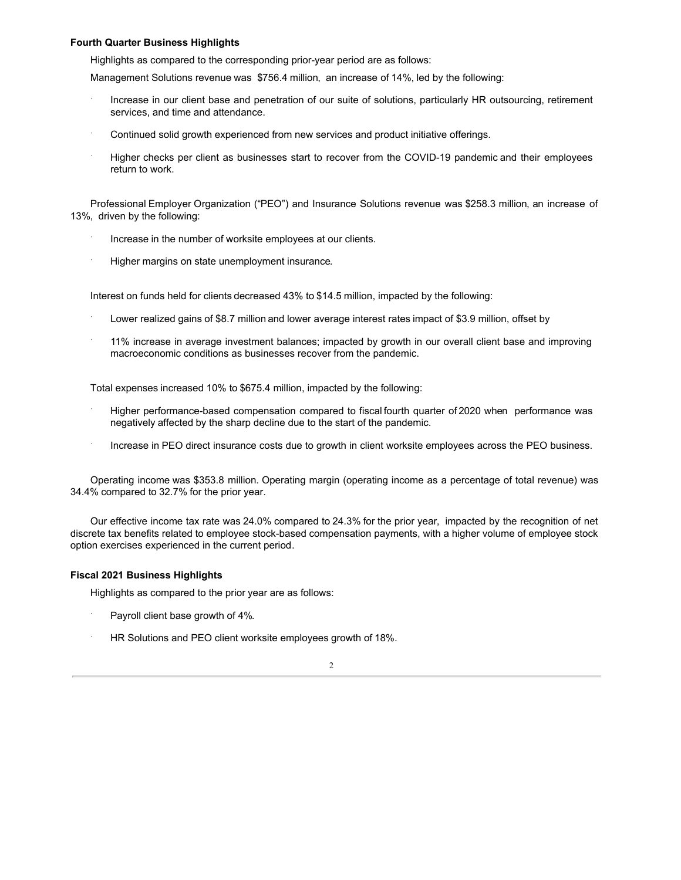**Fourth Quarter Business Highlights**

Highlights as compared to the corresponding prior-year period are as follows:

Management Solutions revenue was $756.4 million, an increase of 14%, led by the following:

- Increase in our client base and penetration of our suite of solutions, particularly HR outsourcing, retirement services, and time and attendance.
- Continued solid growth experienced from new services and product initiative offerings.
- Higher checks per client as businesses start to recover from the COVID-19 pandemic and their employees return to work.

Professional Employer Organization ("PEO") and Insurance Solutions revenue was $258.3 million, an increase of 13%, driven by the following:

- Increase in the number of worksite employees at our clients.
- Higher margins on state unemployment insurance.

Interest on funds held for clients decreased 43% to $14.5 million, impacted by the following:

- Lower realized gains of $8.7 million and lower average interest rates impact of $3.9 million, offset by
- 11% increase in average investment balances; impacted by growth in our overall client base and improving macroeconomic conditions as businesses recover from the pandemic.

Total expenses increased 10% to $675.4 million, impacted by the following:

- Higher performance-based compensation compared to fiscal fourth quarter of 2020 when performance was negatively affected by the sharp decline due to the start of the pandemic.
- Increase in PEO direct insurance costs due to growth in client worksite employees across the PEO business.

Operating income was $353.8 million. Operating margin (operating income as a percentage of total revenue) was 34.4% compared to 32.7% for the prior year.

Our effective income tax rate was 24.0% compared to 24.3% for the prior year, impacted by the recognition of net discrete tax benefits related to employee stock-based compensation payments, with a higher volume of employee stock option exercises experienced in the current period.

**Fiscal 2021 Business Highlights**

Highlights as compared to the prior year are as follows:

- Payroll client base growth of 4%.
- HR Solutions and PEO client worksite employees growth of 18%.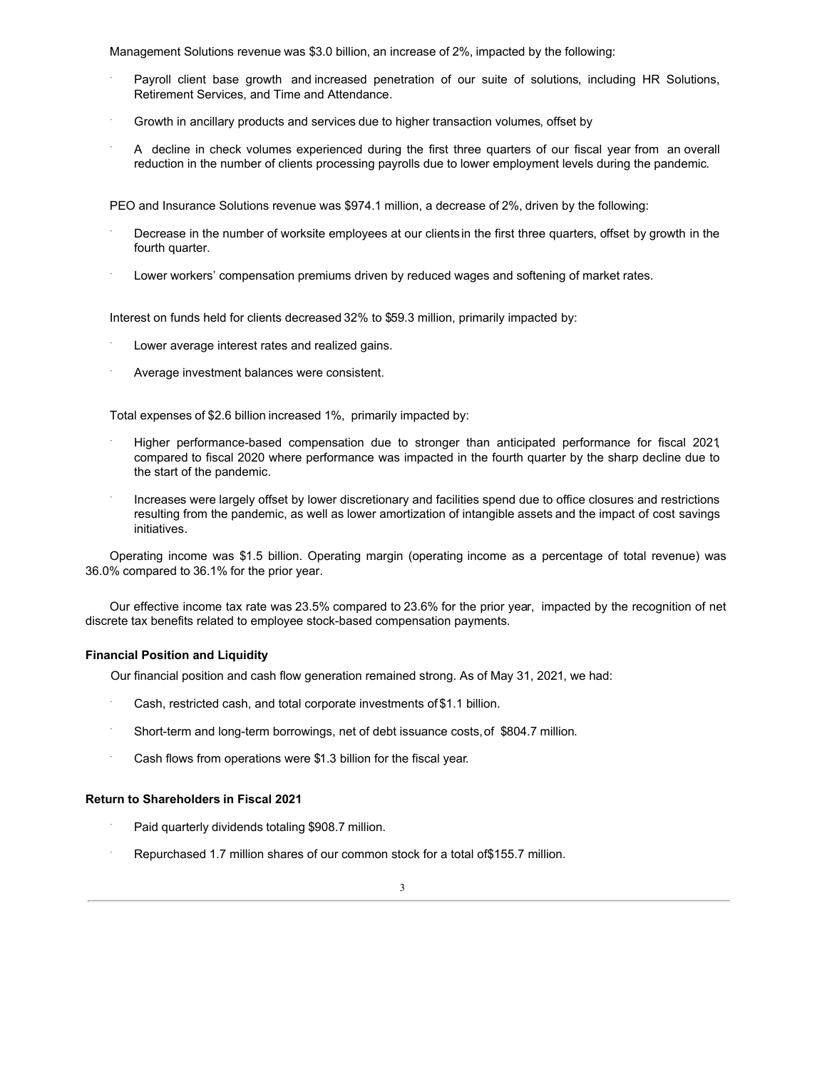Management Solutions revenue was $3.0 billion, an increase of 2%, impacted by the following:

- Payroll client base growth and increased penetration of our suite of solutions, including HR Solutions, Retirement Services, and Time and Attendance.
- Growth in ancillary products and services due to higher transaction volumes, offset by
- A decline in check volumes experienced during the first three quarters of our fiscal year from an overall reduction in the number of clients processing payrolls due to lower employment levels during the pandemic.

PEO and Insurance Solutions revenue was $974.1 million, a decrease of 2%, driven by the following:

- Decrease in the number of worksite employees at our clients in the first three quarters, offset by growth in the fourth quarter.
- Lower workers' compensation premiums driven by reduced wages and softening of market rates.

Interest on funds held for clients decreased 32% to $59.3 million, primarily impacted by:

- Lower average interest rates and realized gains.
- Average investment balances were consistent.

Total expenses of $2.6 billion increased 1%, primarily impacted by:

- Higher performance-based compensation due to stronger than anticipated performance for fiscal 2021, compared to fiscal 2020 where performance was impacted in the fourth quarter by the sharp decline due to the start of the pandemic.
- Increases were largely offset by lower discretionary and facilities spend due to office closures and restrictions resulting from the pandemic, as well as lower amortization of intangible assets and the impact of cost savings initiatives.

Operating income was $1.5 billion. Operating margin (operating income as a percentage of total revenue) was 36.0% compared to 36.1% for the prior year.

Our effective income tax rate was 23.5% compared to 23.6% for the prior year, impacted by the recognition of net discrete tax benefits related to employee stock-based compensation payments.

**Financial Position and Liquidity**

Our financial position and cash flow generation remained strong. As of May 31, 2021, we had:

- Cash, restricted cash, and total corporate investments of $1.1 billion.
- Short-term and long-term borrowings, net of debt issuance costs, of $804.7 million.
- Cash flows from operations were $1.3 billion for the fiscal year.

**Return to Shareholders in Fiscal 2021**

- Paid quarterly dividends totaling $908.7 million.
- Repurchased 1.7 million shares of our common stock for a total of $155.7 million.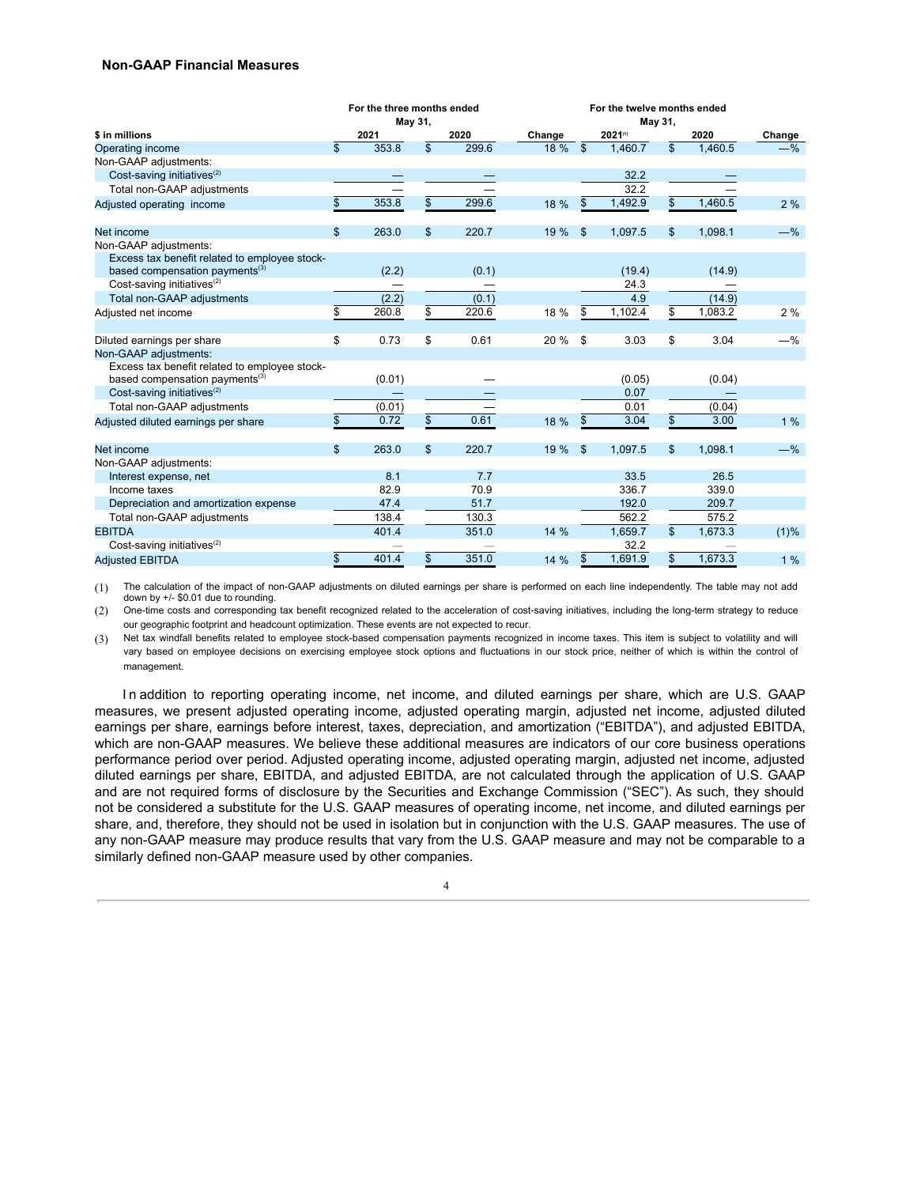### Non-GAAP Financial Measures

| $ in millions | For the three months ended May 31, 2021 | 2020 | Change | For the twelve months ended May 31, 2021[1] | 2020 | Change |
|---|---|---|---|---|---|---|
| Operating income | $ 353.8 | $ 299.6 | 18 % | $ 1,460.7 | $ 1,460.5 | —% |
| Non-GAAP adjustments: | | | | | | |
| Cost-saving initiatives[2] | — | — | | 32.2 | — | |
| Total non-GAAP adjustments | — | — | | 32.2 | — | |
| Adjusted operating income | $ 353.8 | $ 299.6 | 18 % | $ 1,492.9 | $ 1,460.5 | 2 % |
| | | | | | | |
| Net income | $ 263.0 | $ 220.7 | 19 % | $ 1,097.5 | $ 1,098.1 | —% |
| Non-GAAP adjustments: | | | | | | |
| Excess tax benefit related to employee stock-based compensation payments[3] | (2.2) | (0.1) | | (19.4) | (14.9) | |
| Cost-saving initiatives[2] | — | — | | 24.3 | — | |
| Total non-GAAP adjustments | (2.2) | (0.1) | | 4.9 | (14.9) | |
| Adjusted net income | $ 260.8 | $ 220.6 | 18 % | $ 1,102.4 | $ 1,083.2 | 2 % |
| | | | | | | |
| Diluted earnings per share | $ 0.73 | $ 0.61 | 20 % | $ 3.03 | $ 3.04 | —% |
| Non-GAAP adjustments: | | | | | | |
| Excess tax benefit related to employee stock-based compensation payments[3] | (0.01) | — | | (0.05) | (0.04) | |
| Cost-saving initiatives[2] | — | — | | 0.07 | — | |
| Total non-GAAP adjustments | (0.01) | — | | 0.01 | (0.04) | |
| Adjusted diluted earnings per share | $ 0.72 | $ 0.61 | 18 % | $ 3.04 | $ 3.00 | 1 % |
| | | | | | | |
| Net income | $ 263.0 | $ 220.7 | 19 % | $ 1,097.5 | $ 1,098.1 | —% |
| Non-GAAP adjustments: | | | | | | |
| Interest expense, net | 8.1 | 7.7 | | 33.5 | 26.5 | |
| Income taxes | 82.9 | 70.9 | | 336.7 | 339.0 | |
| Depreciation and amortization expense | 47.4 | 51.7 | | 192.0 | 209.7 | |
| Total non-GAAP adjustments | 138.4 | 130.3 | | 562.2 | 575.2 | |
| EBITDA | 401.4 | 351.0 | 14 % | 1,659.7 | $ 1,673.3 | (1)% |
| Cost-saving initiatives[2] | — | — | | 32.2 | — | |
| Adjusted EBITDA | $ 401.4 | $ 351.0 | 14 % | $ 1,691.9 | $ 1,673.3 | 1 % |

(1) The calculation of the impact of non-GAAP adjustments on diluted earnings per share is performed on each line independently. The table may not add down by +/- $0.01 due to rounding.

(2) One-time costs and corresponding tax benefit recognized related to the acceleration of cost-saving initiatives, including the long-term strategy to reduce our geographic footprint and headcount optimization. These events are not expected to recur.

(3) Net tax windfall benefits related to employee stock-based compensation payments recognized in income taxes. This item is subject to volatility and will vary based on employee decisions on exercising employee stock options and fluctuations in our stock price, neither of which is within the control of management.

In addition to reporting operating income, net income, and diluted earnings per share, which are U.S. GAAP measures, we present adjusted operating income, adjusted operating margin, adjusted net income, adjusted diluted earnings per share, earnings before interest, taxes, depreciation, and amortization ("EBITDA"), and adjusted EBITDA, which are non-GAAP measures. We believe these additional measures are indicators of our core business operations performance period over period. Adjusted operating income, adjusted operating margin, adjusted net income, adjusted diluted earnings per share, EBITDA, and adjusted EBITDA, are not calculated through the application of U.S. GAAP and are not required forms of disclosure by the Securities and Exchange Commission ("SEC"). As such, they should not be considered a substitute for the U.S. GAAP measures of operating income, net income, and diluted earnings per share, and, therefore, they should not be used in isolation but in conjunction with the U.S. GAAP measures. The use of any non-GAAP measure may produce results that vary from the U.S. GAAP measure and may not be comparable to a similarly defined non-GAAP measure used by other companies.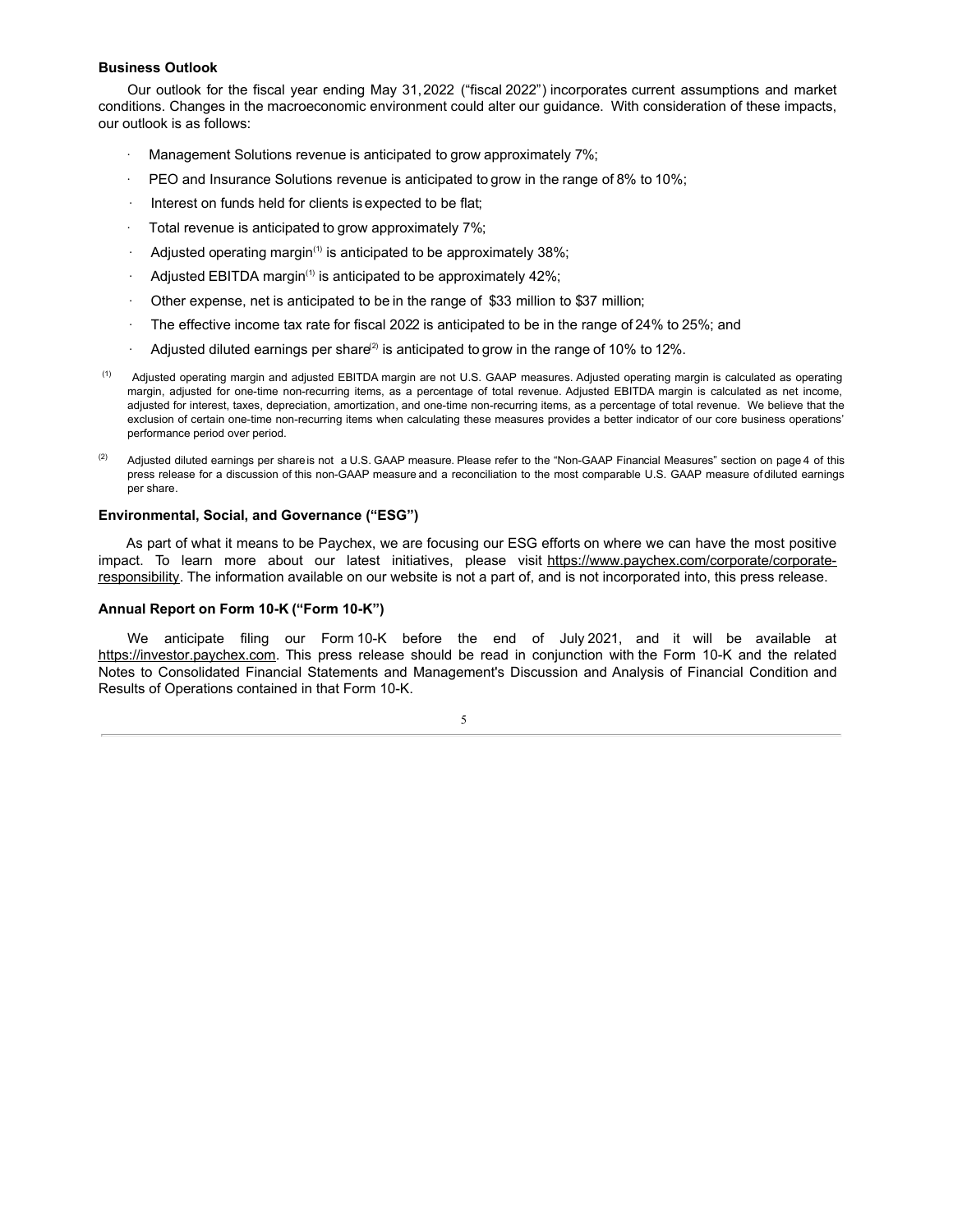**Business Outlook**

Our outlook for the fiscal year ending May 31, 2022 ("fiscal 2022") incorporates current assumptions and market conditions. Changes in the macroeconomic environment could alter our guidance. With consideration of these impacts, our outlook is as follows:

- Management Solutions revenue is anticipated to grow approximately 7%;
- PEO and Insurance Solutions revenue is anticipated to grow in the range of 8% to 10%;
- Interest on funds held for clients is expected to be flat;
- Total revenue is anticipated to grow approximately 7%;
- Adjusted operating margin[(1)] is anticipated to be approximately 38%;
- Adjusted EBITDA margin[(1)] is anticipated to be approximately 42%;
- Other expense, net is anticipated to be in the range of $33 million to $37 million;
- The effective income tax rate for fiscal 2022 is anticipated to be in the range of 24% to 25%; and
- Adjusted diluted earnings per share[(2)] is anticipated to grow in the range of 10% to 12%.

(1) Adjusted operating margin and adjusted EBITDA margin are not U.S. GAAP measures. Adjusted operating margin is calculated as operating margin, adjusted for one-time non-recurring items, as a percentage of total revenue. Adjusted EBITDA margin is calculated as net income, adjusted for interest, taxes, depreciation, amortization, and one-time non-recurring items, as a percentage of total revenue. We believe that the exclusion of certain one-time non-recurring items when calculating these measures provides a better indicator of our core business operations' performance period over period.

(2) Adjusted diluted earnings per share is not a U.S. GAAP measure. Please refer to the "Non-GAAP Financial Measures" section on page 4 of this press release for a discussion of this non-GAAP measure and a reconciliation to the most comparable U.S. GAAP measure of diluted earnings per share.

**Environmental, Social, and Governance ("ESG")**

As part of what it means to be Paychex, we are focusing our ESG efforts on where we can have the most positive impact. To learn more about our latest initiatives, please visit https://www.paychex.com/corporate/corporate-responsibility. The information available on our website is not a part of, and is not incorporated into, this press release.

**Annual Report on Form 10-K ("Form 10-K")**

We anticipate filing our Form 10-K before the end of July 2021, and it will be available at https://investor.paychex.com. This press release should be read in conjunction with the Form 10-K and the related Notes to Consolidated Financial Statements and Management's Discussion and Analysis of Financial Condition and Results of Operations contained in that Form 10-K.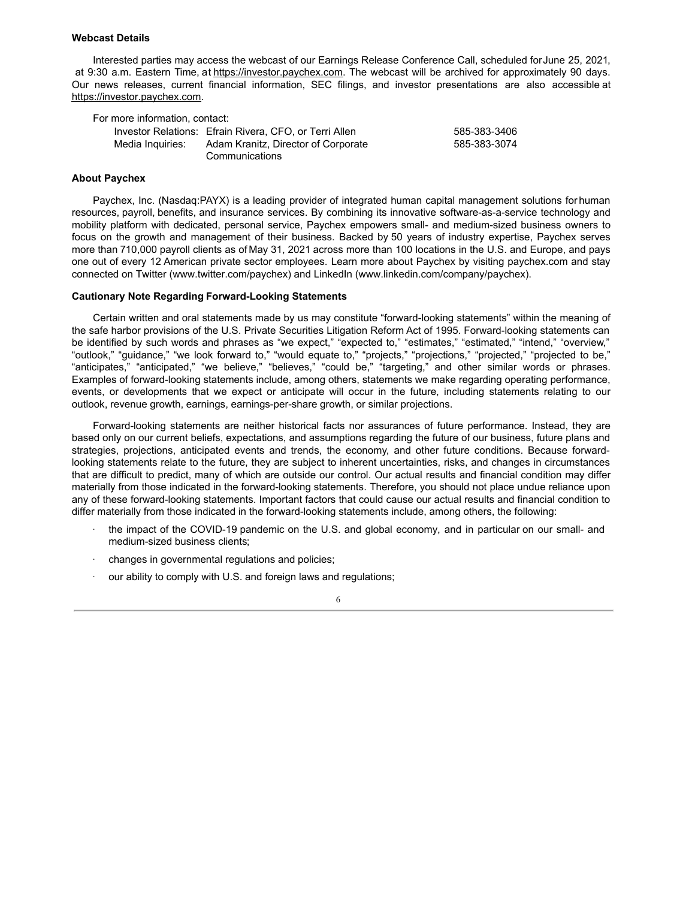**Webcast Details**

Interested parties may access the webcast of our Earnings Release Conference Call, scheduled for June 25, 2021, at 9:30 a.m. Eastern Time, at https://investor.paychex.com. The webcast will be archived for approximately 90 days. Our news releases, current financial information, SEC filings, and investor presentations are also accessible at https://investor.paychex.com.

For more information, contact:

| | | |
|---|---|---|
| Investor Relations: | Efrain Rivera, CFO, or Terri Allen | 585-383-3406 |
| Media Inquiries: | Adam Kranitz, Director of Corporate Communications | 585-383-3074 |

**About Paychex**

Paychex, Inc. (Nasdaq:PAYX) is a leading provider of integrated human capital management solutions for human resources, payroll, benefits, and insurance services. By combining its innovative software-as-a-service technology and mobility platform with dedicated, personal service, Paychex empowers small- and medium-sized business owners to focus on the growth and management of their business. Backed by 50 years of industry expertise, Paychex serves more than 710,000 payroll clients as of May 31, 2021 across more than 100 locations in the U.S. and Europe, and pays one out of every 12 American private sector employees. Learn more about Paychex by visiting paychex.com and stay connected on Twitter (www.twitter.com/paychex) and LinkedIn (www.linkedin.com/company/paychex).

**Cautionary Note Regarding Forward-Looking Statements**

Certain written and oral statements made by us may constitute "forward-looking statements" within the meaning of the safe harbor provisions of the U.S. Private Securities Litigation Reform Act of 1995. Forward-looking statements can be identified by such words and phrases as "we expect," "expected to," "estimates," "estimated," "intend," "overview," "outlook," "guidance," "we look forward to," "would equate to," "projects," "projections," "projected," "projected to be," "anticipates," "anticipated," "we believe," "believes," "could be," "targeting," and other similar words or phrases. Examples of forward-looking statements include, among others, statements we make regarding operating performance, events, or developments that we expect or anticipate will occur in the future, including statements relating to our outlook, revenue growth, earnings, earnings-per-share growth, or similar projections.

Forward-looking statements are neither historical facts nor assurances of future performance. Instead, they are based only on our current beliefs, expectations, and assumptions regarding the future of our business, future plans and strategies, projections, anticipated events and trends, the economy, and other future conditions. Because forward-looking statements relate to the future, they are subject to inherent uncertainties, risks, and changes in circumstances that are difficult to predict, many of which are outside our control. Our actual results and financial condition may differ materially from those indicated in the forward-looking statements. Therefore, you should not place undue reliance upon any of these forward-looking statements. Important factors that could cause our actual results and financial condition to differ materially from those indicated in the forward-looking statements include, among others, the following:

- the impact of the COVID-19 pandemic on the U.S. and global economy, and in particular on our small- and medium-sized business clients;
- changes in governmental regulations and policies;
- our ability to comply with U.S. and foreign laws and regulations;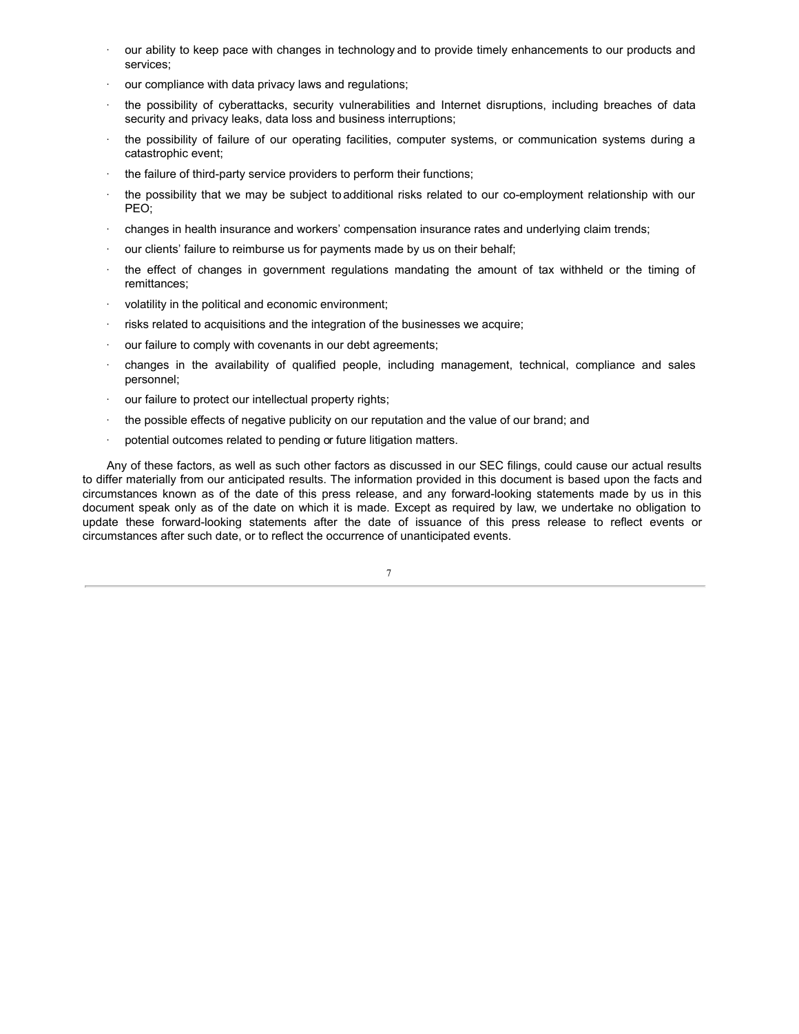- our ability to keep pace with changes in technology and to provide timely enhancements to our products and services;
- our compliance with data privacy laws and regulations;
- the possibility of cyberattacks, security vulnerabilities and Internet disruptions, including breaches of data security and privacy leaks, data loss and business interruptions;
- the possibility of failure of our operating facilities, computer systems, or communication systems during a catastrophic event;
- the failure of third-party service providers to perform their functions;
- the possibility that we may be subject to additional risks related to our co-employment relationship with our PEO;
- changes in health insurance and workers' compensation insurance rates and underlying claim trends;
- our clients' failure to reimburse us for payments made by us on their behalf;
- the effect of changes in government regulations mandating the amount of tax withheld or the timing of remittances;
- volatility in the political and economic environment;
- risks related to acquisitions and the integration of the businesses we acquire;
- our failure to comply with covenants in our debt agreements;
- changes in the availability of qualified people, including management, technical, compliance and sales personnel;
- our failure to protect our intellectual property rights;
- the possible effects of negative publicity on our reputation and the value of our brand; and
- potential outcomes related to pending or future litigation matters.

Any of these factors, as well as such other factors as discussed in our SEC filings, could cause our actual results to differ materially from our anticipated results. The information provided in this document is based upon the facts and circumstances known as of the date of this press release, and any forward-looking statements made by us in this document speak only as of the date on which it is made. Except as required by law, we undertake no obligation to update these forward-looking statements after the date of issuance of this press release to reflect events or circumstances after such date, or to reflect the occurrence of unanticipated events.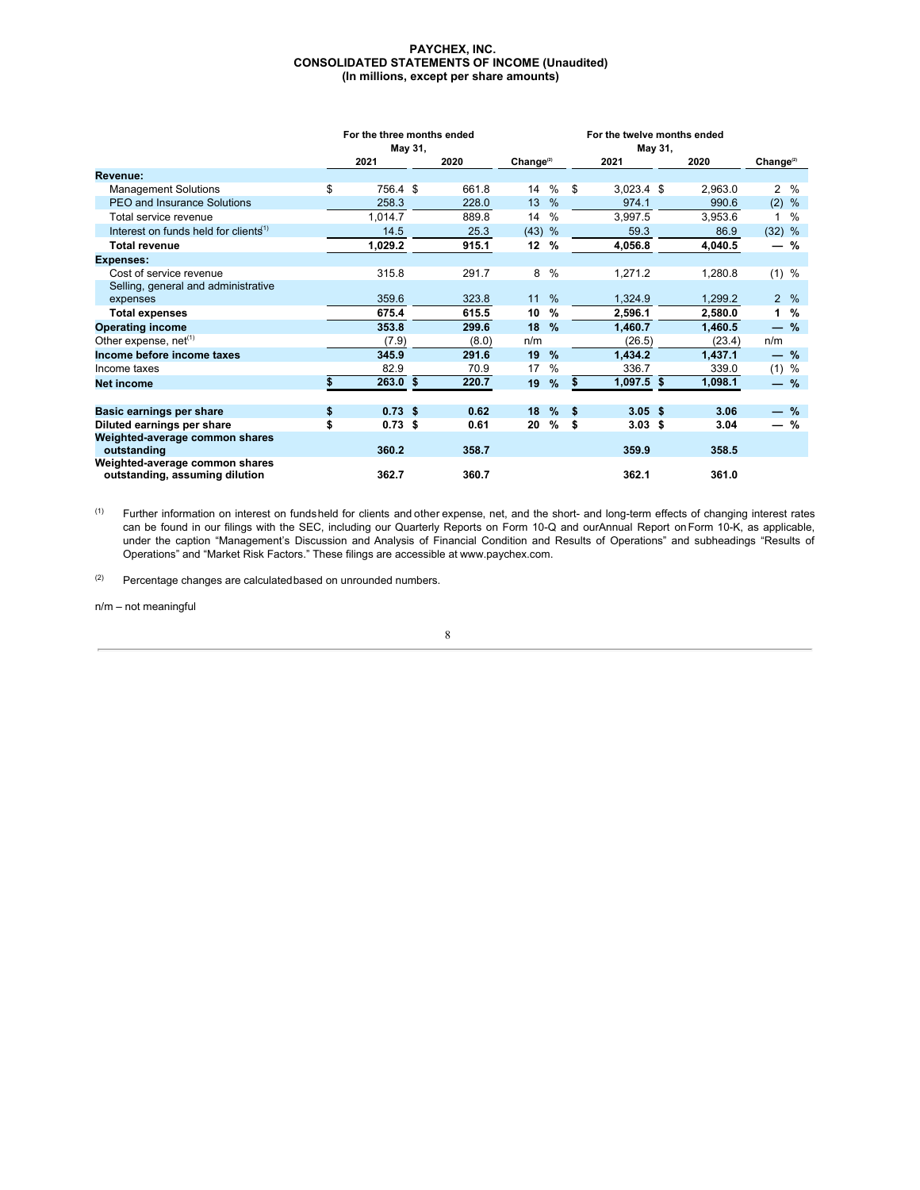**PAYCHEX, INC.**
**CONSOLIDATED STATEMENTS OF INCOME (Unaudited)**
**(In millions, except per share amounts)**

| | For the three months ended May 31, | | | For the twelve months ended May 31, | | |
|---|---|---|---|---|---|---|
| | 2021 | 2020 | Change[2] | 2021 | 2020 | Change[2] |
| **Revenue:** | | | | | | |
| Management Solutions | $ 756.4 | $ 661.8 | 14 % | $ 3,023.4 | $ 2,963.0 | 2 % |
| PEO and Insurance Solutions | 258.3 | 228.0 | 13 % | 974.1 | 990.6 | (2) % |
| Total service revenue | 1,014.7 | 889.8 | 14 % | 3,997.5 | 3,953.6 | 1 % |
| Interest on funds held for clients[1] | 14.5 | 25.3 | (43) % | 59.3 | 86.9 | (32) % |
| **Total revenue** | **1,029.2** | **915.1** | **12 %** | **4,056.8** | **4,040.5** | **— %** |
| **Expenses:** | | | | | | |
| Cost of service revenue | 315.8 | 291.7 | 8 % | 1,271.2 | 1,280.8 | (1) % |
| Selling, general and administrative expenses | 359.6 | 323.8 | 11 % | 1,324.9 | 1,299.2 | 2 % |
| **Total expenses** | **675.4** | **615.5** | **10 %** | **2,596.1** | **2,580.0** | **1 %** |
| **Operating income** | **353.8** | **299.6** | **18 %** | **1,460.7** | **1,460.5** | **— %** |
| Other expense, net[1] | (7.9) | (8.0) | n/m | (26.5) | (23.4) | n/m |
| **Income before income taxes** | **345.9** | **291.6** | **19 %** | **1,434.2** | **1,437.1** | **— %** |
| Income taxes | 82.9 | 70.9 | 17 % | 336.7 | 339.0 | (1) % |
| **Net income** | **$ 263.0** | **$ 220.7** | **19 %** | **$ 1,097.5** | **$ 1,098.1** | **— %** |
| | | | | | | |
| **Basic earnings per share** | **$ 0.73** | **$ 0.62** | **18 %** | **$ 3.05** | **$ 3.06** | **— %** |
| **Diluted earnings per share** | **$ 0.73** | **$ 0.61** | **20 %** | **$ 3.03** | **$ 3.04** | **— %** |
| **Weighted-average common shares outstanding** | **360.2** | **358.7** | | **359.9** | **358.5** | |
| **Weighted-average common shares outstanding, assuming dilution** | **362.7** | **360.7** | | **362.1** | **361.0** | |

[1] Further information on interest on funds held for clients and other expense, net, and the short- and long-term effects of changing interest rates can be found in our filings with the SEC, including our Quarterly Reports on Form 10-Q and our Annual Report on Form 10-K, as applicable, under the caption "Management's Discussion and Analysis of Financial Condition and Results of Operations" and subheadings "Results of Operations" and "Market Risk Factors." These filings are accessible at www.paychex.com.

[2] Percentage changes are calculated based on unrounded numbers.

n/m – not meaningful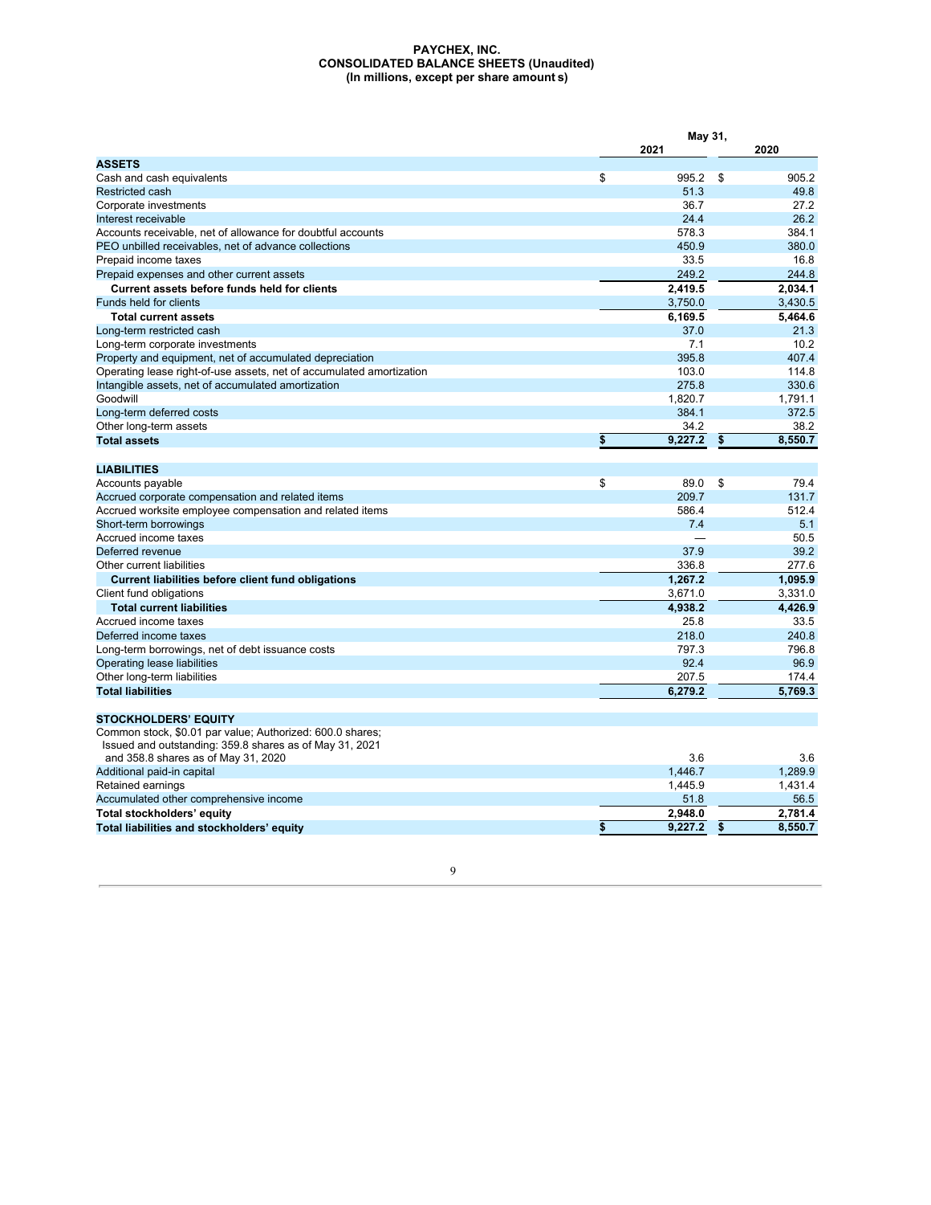# PAYCHEX, INC.
## CONSOLIDATED BALANCE SHEETS (Unaudited)
### (In millions, except per share amounts)

| | May 31, 2021 | May 31, 2020 |
|---|---|---|
| **ASSETS** | | |
| Cash and cash equivalents | $ 995.2 | $ 905.2 |
| Restricted cash | 51.3 | 49.8 |
| Corporate investments | 36.7 | 27.2 |
| Interest receivable | 24.4 | 26.2 |
| Accounts receivable, net of allowance for doubtful accounts | 578.3 | 384.1 |
| PEO unbilled receivables, net of advance collections | 450.9 | 380.0 |
| Prepaid income taxes | 33.5 | 16.8 |
| Prepaid expenses and other current assets | 249.2 | 244.8 |
| **Current assets before funds held for clients** | **2,419.5** | **2,034.1** |
| Funds held for clients | 3,750.0 | 3,430.5 |
| **Total current assets** | **6,169.5** | **5,464.6** |
| Long-term restricted cash | 37.0 | 21.3 |
| Long-term corporate investments | 7.1 | 10.2 |
| Property and equipment, net of accumulated depreciation | 395.8 | 407.4 |
| Operating lease right-of-use assets, net of accumulated amortization | 103.0 | 114.8 |
| Intangible assets, net of accumulated amortization | 275.8 | 330.6 |
| Goodwill | 1,820.7 | 1,791.1 |
| Long-term deferred costs | 384.1 | 372.5 |
| Other long-term assets | 34.2 | 38.2 |
| **Total assets** | **$ 9,227.2** | **$ 8,550.7** |
| | | |
| **LIABILITIES** | | |
| Accounts payable | $ 89.0 | $ 79.4 |
| Accrued corporate compensation and related items | 209.7 | 131.7 |
| Accrued worksite employee compensation and related items | 586.4 | 512.4 |
| Short-term borrowings | 7.4 | 5.1 |
| Accrued income taxes | — | 50.5 |
| Deferred revenue | 37.9 | 39.2 |
| Other current liabilities | 336.8 | 277.6 |
| **Current liabilities before client fund obligations** | **1,267.2** | **1,095.9** |
| Client fund obligations | 3,671.0 | 3,331.0 |
| **Total current liabilities** | **4,938.2** | **4,426.9** |
| Accrued income taxes | 25.8 | 33.5 |
| Deferred income taxes | 218.0 | 240.8 |
| Long-term borrowings, net of debt issuance costs | 797.3 | 796.8 |
| Operating lease liabilities | 92.4 | 96.9 |
| Other long-term liabilities | 207.5 | 174.4 |
| **Total liabilities** | **6,279.2** | **5,769.3** |
| | | |
| **STOCKHOLDERS' EQUITY** | | |
| Common stock, $0.01 par value; Authorized: 600.0 shares; Issued and outstanding: 359.8 shares as of May 31, 2021 and 358.8 shares as of May 31, 2020 | 3.6 | 3.6 |
| Additional paid-in capital | 1,446.7 | 1,289.9 |
| Retained earnings | 1,445.9 | 1,431.4 |
| Accumulated other comprehensive income | 51.8 | 56.5 |
| **Total stockholders' equity** | **2,948.0** | **2,781.4** |
| **Total liabilities and stockholders' equity** | **$ 9,227.2** | **$ 8,550.7** |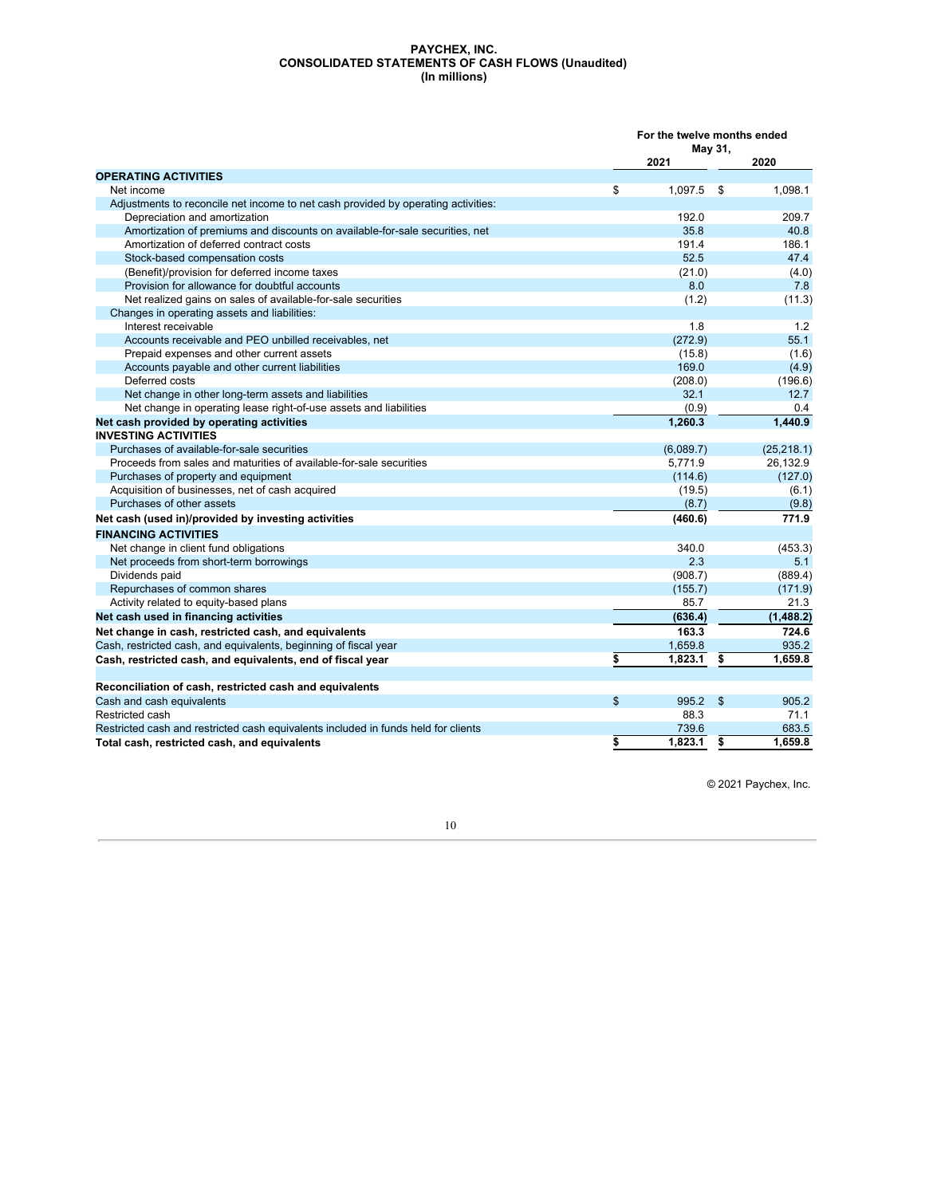# PAYCHEX, INC.
## CONSOLIDATED STATEMENTS OF CASH FLOWS (Unaudited)
### (In millions)

| | For the twelve months ended May 31, | |
|---|---|---|
| | 2021 | 2020 |
| **OPERATING ACTIVITIES** | | |
| Net income | $ 1,097.5 | $ 1,098.1 |
| Adjustments to reconcile net income to net cash provided by operating activities: | | |
| Depreciation and amortization | 192.0 | 209.7 |
| Amortization of premiums and discounts on available-for-sale securities, net | 35.8 | 40.8 |
| Amortization of deferred contract costs | 191.4 | 186.1 |
| Stock-based compensation costs | 52.5 | 47.4 |
| (Benefit)/provision for deferred income taxes | (21.0) | (4.0) |
| Provision for allowance for doubtful accounts | 8.0 | 7.8 |
| Net realized gains on sales of available-for-sale securities | (1.2) | (11.3) |
| Changes in operating assets and liabilities: | | |
| Interest receivable | 1.8 | 1.2 |
| Accounts receivable and PEO unbilled receivables, net | (272.9) | 55.1 |
| Prepaid expenses and other current assets | (15.8) | (1.6) |
| Accounts payable and other current liabilities | 169.0 | (4.9) |
| Deferred costs | (208.0) | (196.6) |
| Net change in other long-term assets and liabilities | 32.1 | 12.7 |
| Net change in operating lease right-of-use assets and liabilities | (0.9) | 0.4 |
| **Net cash provided by operating activities** | **1,260.3** | **1,440.9** |
| **INVESTING ACTIVITIES** | | |
| Purchases of available-for-sale securities | (6,089.7) | (25,218.1) |
| Proceeds from sales and maturities of available-for-sale securities | 5,771.9 | 26,132.9 |
| Purchases of property and equipment | (114.6) | (127.0) |
| Acquisition of businesses, net of cash acquired | (19.5) | (6.1) |
| Purchases of other assets | (8.7) | (9.8) |
| **Net cash (used in)/provided by investing activities** | **(460.6)** | **771.9** |
| **FINANCING ACTIVITIES** | | |
| Net change in client fund obligations | 340.0 | (453.3) |
| Net proceeds from short-term borrowings | 2.3 | 5.1 |
| Dividends paid | (908.7) | (889.4) |
| Repurchases of common shares | (155.7) | (171.9) |
| Activity related to equity-based plans | 85.7 | 21.3 |
| **Net cash used in financing activities** | **(636.4)** | **(1,488.2)** |
| **Net change in cash, restricted cash, and equivalents** | **163.3** | **724.6** |
| Cash, restricted cash, and equivalents, beginning of fiscal year | 1,659.8 | 935.2 |
| **Cash, restricted cash, and equivalents, end of fiscal year** | **$ 1,823.1** | **$ 1,659.8** |
| | | |
| **Reconciliation of cash, restricted cash and equivalents** | | |
| Cash and cash equivalents | $ 995.2 | $ 905.2 |
| Restricted cash | 88.3 | 71.1 |
| Restricted cash and restricted cash equivalents included in funds held for clients | 739.6 | 683.5 |
| **Total cash, restricted cash, and equivalents** | **$ 1,823.1** | **$ 1,659.8** |

© 2021 Paychex, Inc.